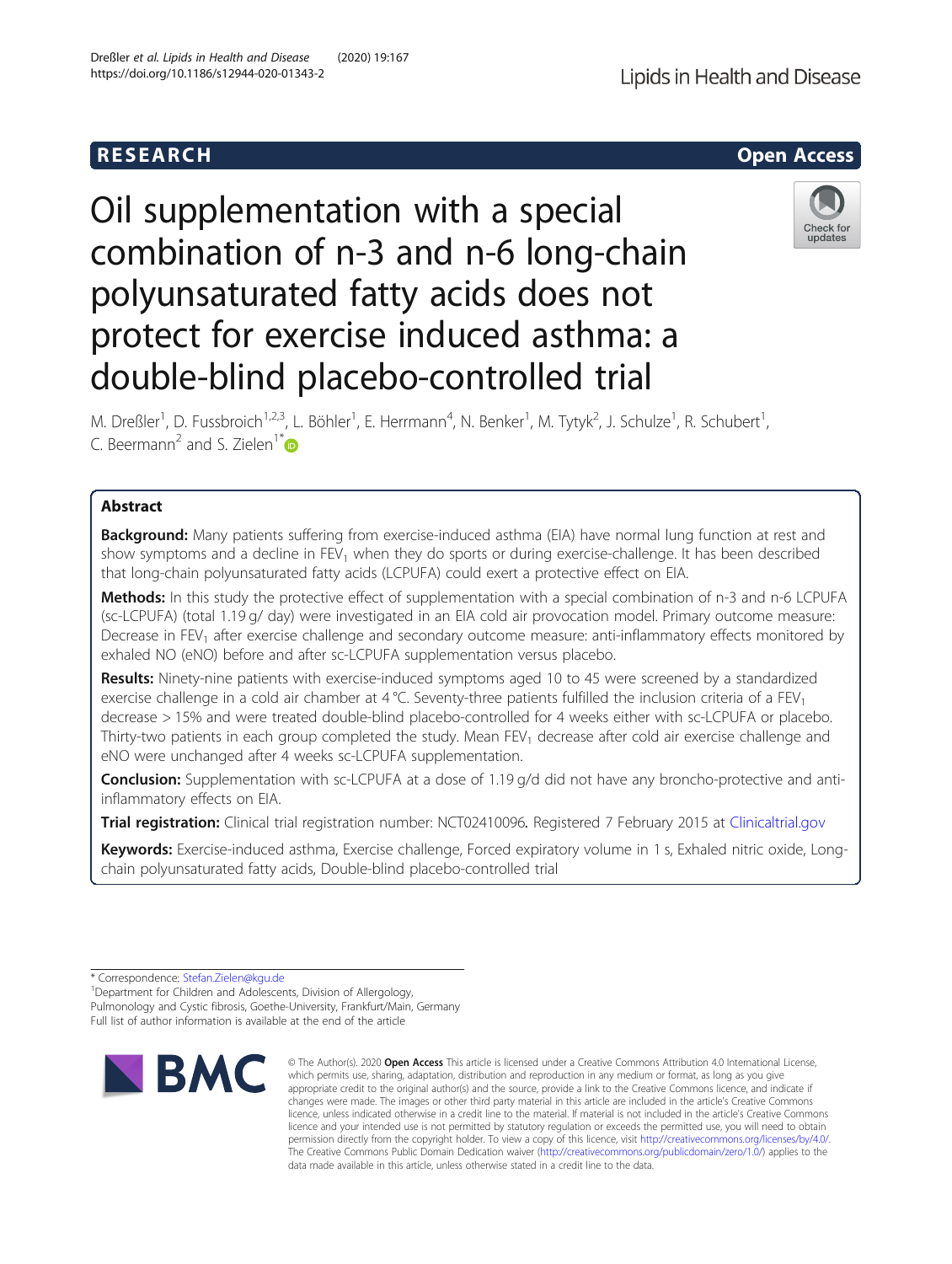RESEARCH

Open Access

# Oil supplementation with a special combination of n-3 and n-6 long-chain polyunsaturated fatty acids does not protect for exercise induced asthma: a double-blind placebo-controlled trial

M. Dreßler[1], D. Fussbroich[1,2,3], L. Böhler[1], E. Herrmann[4], N. Benker[1], M. Tytyk[2], J. Schulze[1], R. Schubert[1], C. Beermann[2] and S. Zielen[1*]

## Abstract

**Background:** Many patients suffering from exercise-induced asthma (EIA) have normal lung function at rest and show symptoms and a decline in $FEV_1$ when they do sports or during exercise-challenge. It has been described that long-chain polyunsaturated fatty acids (LCPUFA) could exert a protective effect on EIA.

**Methods:** In this study the protective effect of supplementation with a special combination of n-3 and n-6 LCPUFA (sc-LCPUFA) (total 1.19 g/ day) were investigated in an EIA cold air provocation model. Primary outcome measure: Decrease in $FEV_1$ after exercise challenge and secondary outcome measure: anti-inflammatory effects monitored by exhaled NO (eNO) before and after sc-LCPUFA supplementation versus placebo.

**Results:** Ninety-nine patients with exercise-induced symptoms aged 10 to 45 were screened by a standardized exercise challenge in a cold air chamber at 4 °C. Seventy-three patients fulfilled the inclusion criteria of a $FEV_1$ decrease > 15% and were treated double-blind placebo-controlled for 4 weeks either with sc-LCPUFA or placebo. Thirty-two patients in each group completed the study. Mean $FEV_1$ decrease after cold air exercise challenge and eNO were unchanged after 4 weeks sc-LCPUFA supplementation.

**Conclusion:** Supplementation with sc-LCPUFA at a dose of 1.19 g/d did not have any broncho-protective and anti-inflammatory effects on EIA.

**Trial registration:** Clinical trial registration number: NCT02410096. Registered 7 February 2015 at Clinicaltrial.gov

**Keywords:** Exercise-induced asthma, Exercise challenge, Forced expiratory volume in 1 s, Exhaled nitric oxide, Long-chain polyunsaturated fatty acids, Double-blind placebo-controlled trial

* Correspondence: Stefan.Zielen@kgu.de
[1]Department for Children and Adolescents, Division of Allergology, Pulmonology and Cystic fibrosis, Goethe-University, Frankfurt/Main, Germany
Full list of author information is available at the end of the article

© The Author(s). 2020 **Open Access** This article is licensed under a Creative Commons Attribution 4.0 International License, which permits use, sharing, adaptation, distribution and reproduction in any medium or format, as long as you give appropriate credit to the original author(s) and the source, provide a link to the Creative Commons licence, and indicate if changes were made. The images or other third party material in this article are included in the article's Creative Commons licence, unless indicated otherwise in a credit line to the material. If material is not included in the article's Creative Commons licence and your intended use is not permitted by statutory regulation or exceeds the permitted use, you will need to obtain permission directly from the copyright holder. To view a copy of this licence, visit http://creativecommons.org/licenses/by/4.0/. The Creative Commons Public Domain Dedication waiver (http://creativecommons.org/publicdomain/zero/1.0/) applies to the data made available in this article, unless otherwise stated in a credit line to the data.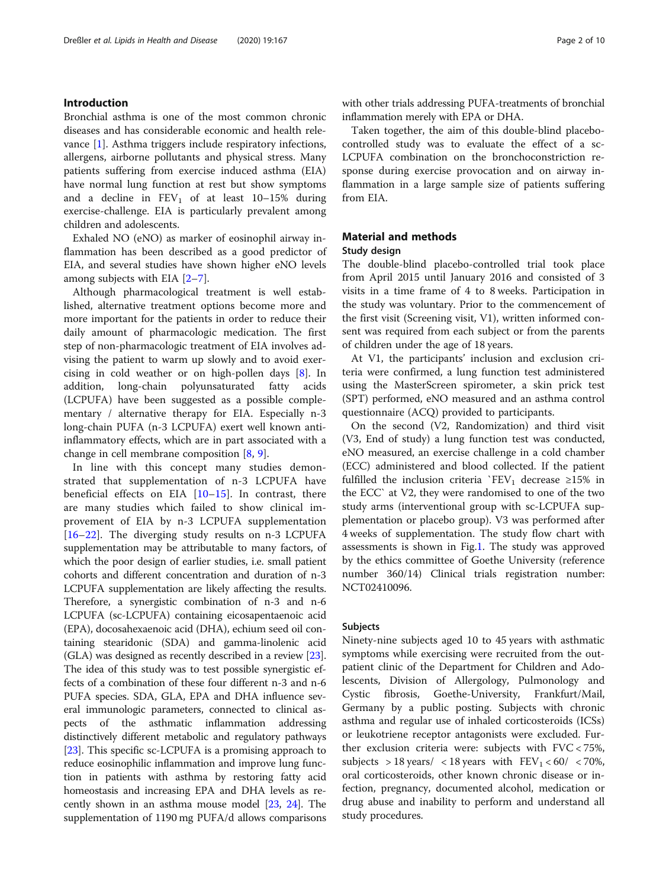## Introduction

Bronchial asthma is one of the most common chronic diseases and has considerable economic and health relevance [1]. Asthma triggers include respiratory infections, allergens, airborne pollutants and physical stress. Many patients suffering from exercise induced asthma (EIA) have normal lung function at rest but show symptoms and a decline in $FEV_1$ of at least 10–15% during exercise-challenge. EIA is particularly prevalent among children and adolescents.

Exhaled NO (eNO) as marker of eosinophil airway inflammation has been described as a good predictor of EIA, and several studies have shown higher eNO levels among subjects with EIA [2–7].

Although pharmacological treatment is well established, alternative treatment options become more and more important for the patients in order to reduce their daily amount of pharmacologic medication. The first step of non-pharmacologic treatment of EIA involves advising the patient to warm up slowly and to avoid exercising in cold weather or on high-pollen days [8]. In addition, long-chain polyunsaturated fatty acids (LCPUFA) have been suggested as a possible complementary / alternative therapy for EIA. Especially n-3 long-chain PUFA (n-3 LCPUFA) exert well known anti-inflammatory effects, which are in part associated with a change in cell membrane composition [8, 9].

In line with this concept many studies demonstrated that supplementation of n-3 LCPUFA have beneficial effects on EIA [10–15]. In contrast, there are many studies which failed to show clinical improvement of EIA by n-3 LCPUFA supplementation [16–22]. The diverging study results on n-3 LCPUFA supplementation may be attributable to many factors, of which the poor design of earlier studies, i.e. small patient cohorts and different concentration and duration of n-3 LCPUFA supplementation are likely affecting the results. Therefore, a synergistic combination of n-3 and n-6 LCPUFA (sc-LCPUFA) containing eicosapentaenoic acid (EPA), docosahexaenoic acid (DHA), echium seed oil containing stearidonic (SDA) and gamma-linolenic acid (GLA) was designed as recently described in a review [23]. The idea of this study was to test possible synergistic effects of a combination of these four different n-3 and n-6 PUFA species. SDA, GLA, EPA and DHA influence several immunologic parameters, connected to clinical aspects of the asthmatic inflammation addressing distinctively different metabolic and regulatory pathways [23]. This specific sc-LCPUFA is a promising approach to reduce eosinophilic inflammation and improve lung function in patients with asthma by restoring fatty acid homeostasis and increasing EPA and DHA levels as recently shown in an asthma mouse model [23, 24]. The supplementation of 1190 mg PUFA/d allows comparisons with other trials addressing PUFA-treatments of bronchial inflammation merely with EPA or DHA.

Taken together, the aim of this double-blind placebo-controlled study was to evaluate the effect of a sc-LCPUFA combination on the bronchoconstriction response during exercise provocation and on airway inflammation in a large sample size of patients suffering from EIA.

## Material and methods

### Study design

The double-blind placebo-controlled trial took place from April 2015 until January 2016 and consisted of 3 visits in a time frame of 4 to 8 weeks. Participation in the study was voluntary. Prior to the commencement of the first visit (Screening visit, V1), written informed consent was required from each subject or from the parents of children under the age of 18 years.

At V1, the participants' inclusion and exclusion criteria were confirmed, a lung function test administered using the MasterScreen spirometer, a skin prick test (SPT) performed, eNO measured and an asthma control questionnaire (ACQ) provided to participants.

On the second (V2, Randomization) and third visit (V3, End of study) a lung function test was conducted, eNO measured, an exercise challenge in a cold chamber (ECC) administered and blood collected. If the patient fulfilled the inclusion criteria `$FEV_1$ decrease ≥15% in the ECC` at V2, they were randomised to one of the two study arms (interventional group with sc-LCPUFA supplementation or placebo group). V3 was performed after 4 weeks of supplementation. The study flow chart with assessments is shown in Fig.1. The study was approved by the ethics committee of Goethe University (reference number 360/14) Clinical trials registration number: NCT02410096.

### Subjects

Ninety-nine subjects aged 10 to 45 years with asthmatic symptoms while exercising were recruited from the outpatient clinic of the Department for Children and Adolescents, Division of Allergology, Pulmonology and Cystic fibrosis, Goethe-University, Frankfurt/Mail, Germany by a public posting. Subjects with chronic asthma and regular use of inhaled corticosteroids (ICSs) or leukotriene receptor antagonists were excluded. Further exclusion criteria were: subjects with FVC < 75%, subjects > 18 years/ < 18 years with $FEV_1$ < 60/ < 70%, oral corticosteroids, other known chronic disease or infection, pregnancy, documented alcohol, medication or drug abuse and inability to perform and understand all study procedures.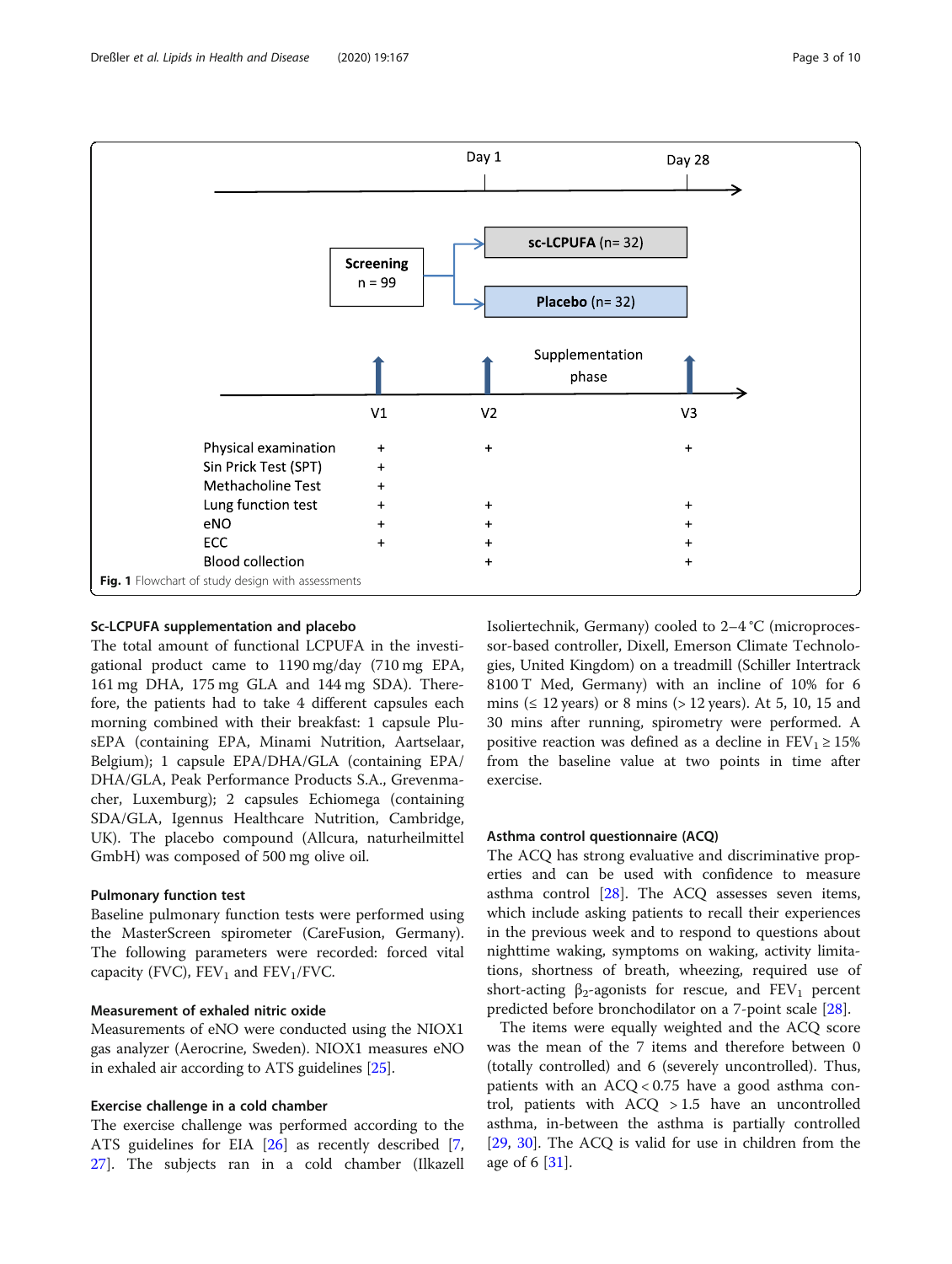| | V1 | V2 | V3 |
|---|---|---|---|
| Physical examination | + | + | + |
| Sin Prick Test (SPT) | + | | |
| Methacholine Test | + | | |
| Lung function test | + | + | + |
| eNO | + | + | + |
| ECC | + | + | + |
| Blood collection | | + | + |

**Fig. 1** Flowchart of study design with assessments

### Sc-LCPUFA supplementation and placebo

The total amount of functional LCPUFA in the investigational product came to 1190 mg/day (710 mg EPA, 161 mg DHA, 175 mg GLA and 144 mg SDA). Therefore, the patients had to take 4 different capsules each morning combined with their breakfast: 1 capsule PlusEPA (containing EPA, Minami Nutrition, Aartselaar, Belgium); 1 capsule EPA/DHA/GLA (containing EPA/DHA/GLA, Peak Performance Products S.A., Grevenmacher, Luxemburg); 2 capsules Echiomega (containing SDA/GLA, Igennus Healthcare Nutrition, Cambridge, UK). The placebo compound (Allcura, naturheilmittel GmbH) was composed of 500 mg olive oil.

### Pulmonary function test

Baseline pulmonary function tests were performed using the MasterScreen spirometer (CareFusion, Germany). The following parameters were recorded: forced vital capacity (FVC), $FEV_1$ and $FEV_1$/FVC.

### Measurement of exhaled nitric oxide

Measurements of eNO were conducted using the NIOX1 gas analyzer (Aerocrine, Sweden). NIOX1 measures eNO in exhaled air according to ATS guidelines [25].

### Exercise challenge in a cold chamber

The exercise challenge was performed according to the ATS guidelines for EIA [26] as recently described [7, 27]. The subjects ran in a cold chamber (Ilkazell Isoliertechnik, Germany) cooled to 2–4 °C (microprocessor-based controller, Dixell, Emerson Climate Technologies, United Kingdom) on a treadmill (Schiller Intertrack 8100 T Med, Germany) with an incline of 10% for 6 mins (≤ 12 years) or 8 mins (> 12 years). At 5, 10, 15 and 30 mins after running, spirometry were performed. A positive reaction was defined as a decline in $FEV_1 \geq 15\%$ from the baseline value at two points in time after exercise.

### Asthma control questionnaire (ACQ)

The ACQ has strong evaluative and discriminative properties and can be used with confidence to measure asthma control [28]. The ACQ assesses seven items, which include asking patients to recall their experiences in the previous week and to respond to questions about nighttime waking, symptoms on waking, activity limitations, shortness of breath, wheezing, required use of short-acting $\beta_2$-agonists for rescue, and $FEV_1$ percent predicted before bronchodilator on a 7-point scale [28].

The items were equally weighted and the ACQ score was the mean of the 7 items and therefore between 0 (totally controlled) and 6 (severely uncontrolled). Thus, patients with an ACQ < 0.75 have a good asthma control, patients with ACQ > 1.5 have an uncontrolled asthma, in-between the asthma is partially controlled [29, 30]. The ACQ is valid for use in children from the age of 6 [31].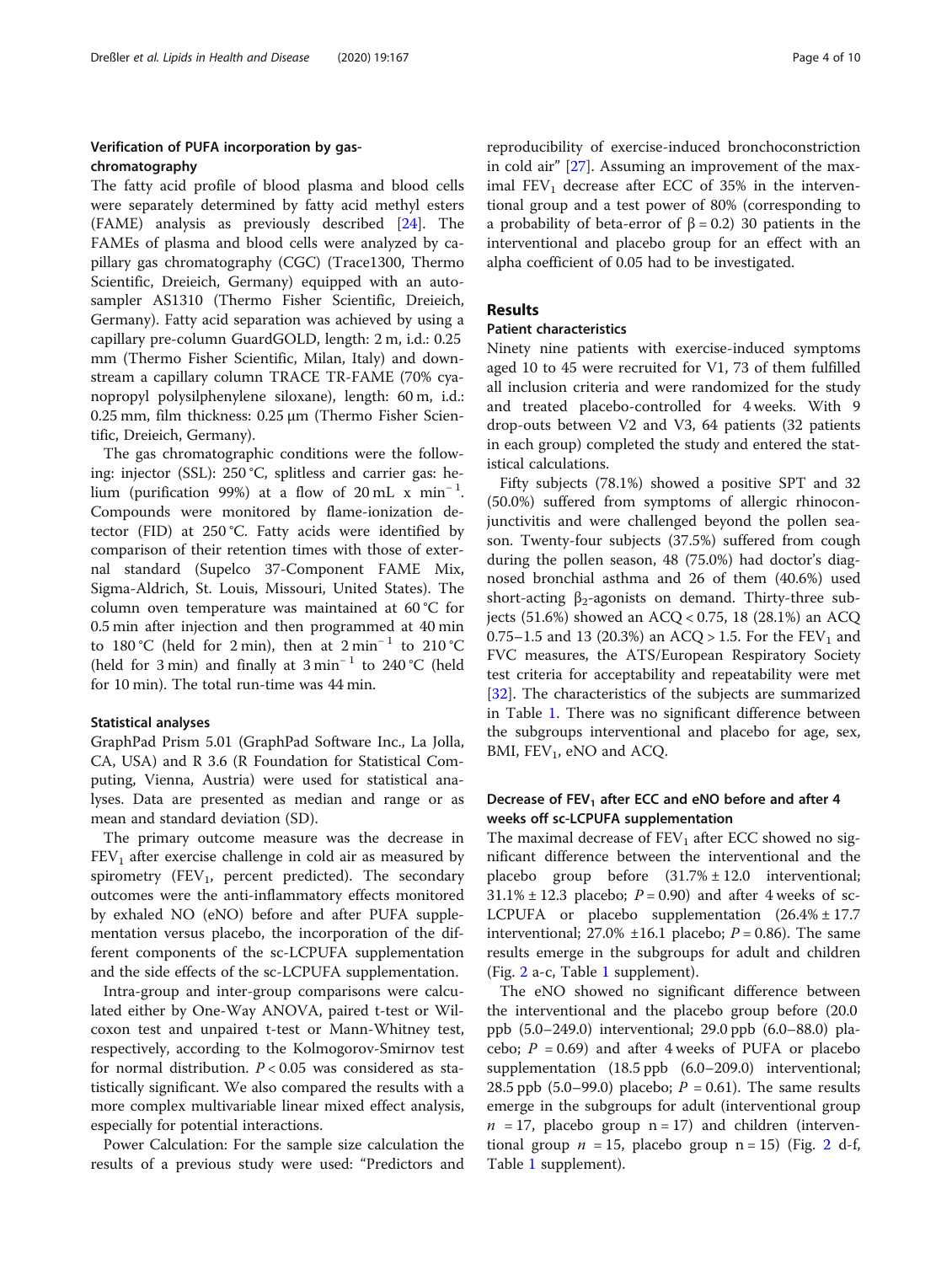### Verification of PUFA incorporation by gas-chromatography

The fatty acid profile of blood plasma and blood cells were separately determined by fatty acid methyl esters (FAME) analysis as previously described [24]. The FAMEs of plasma and blood cells were analyzed by capillary gas chromatography (CGC) (Trace1300, Thermo Scientific, Dreieich, Germany) equipped with an autosampler AS1310 (Thermo Fisher Scientific, Dreieich, Germany). Fatty acid separation was achieved by using a capillary pre-column GuardGOLD, length: 2 m, i.d.: 0.25 mm (Thermo Fisher Scientific, Milan, Italy) and downstream a capillary column TRACE TR-FAME (70% cyanopropyl polysilphenylene siloxane), length: 60 m, i.d.: 0.25 mm, film thickness: 0.25 μm (Thermo Fisher Scientific, Dreieich, Germany).

The gas chromatographic conditions were the following: injector (SSL): 250 °C, splitless and carrier gas: helium (purification 99%) at a flow of 20 mL x $min^{-1}$. Compounds were monitored by flame-ionization detector (FID) at 250 °C. Fatty acids were identified by comparison of their retention times with those of external standard (Supelco 37-Component FAME Mix, Sigma-Aldrich, St. Louis, Missouri, United States). The column oven temperature was maintained at 60 °C for 0.5 min after injection and then programmed at 40 min to 180 °C (held for 2 min), then at 2 $min^{-1}$ to 210 °C (held for 3 min) and finally at 3 $min^{-1}$ to 240 °C (held for 10 min). The total run-time was 44 min.

### Statistical analyses

GraphPad Prism 5.01 (GraphPad Software Inc., La Jolla, CA, USA) and R 3.6 (R Foundation for Statistical Computing, Vienna, Austria) were used for statistical analyses. Data are presented as median and range or as mean and standard deviation (SD).

The primary outcome measure was the decrease in $FEV_1$ after exercise challenge in cold air as measured by spirometry ($FEV_1$, percent predicted). The secondary outcomes were the anti-inflammatory effects monitored by exhaled NO (eNO) before and after PUFA supplementation versus placebo, the incorporation of the different components of the sc-LCPUFA supplementation and the side effects of the sc-LCPUFA supplementation.

Intra-group and inter-group comparisons were calculated either by One-Way ANOVA, paired t-test or Wilcoxon test and unpaired t-test or Mann-Whitney test, respectively, according to the Kolmogorov-Smirnov test for normal distribution. $P < 0.05$ was considered as statistically significant. We also compared the results with a more complex multivariable linear mixed effect analysis, especially for potential interactions.

Power Calculation: For the sample size calculation the results of a previous study were used: "Predictors and reproducibility of exercise-induced bronchoconstriction in cold air" [27]. Assuming an improvement of the maximal $FEV_1$ decrease after ECC of 35% in the interventional group and a test power of 80% (corresponding to a probability of beta-error of $\beta = 0.2$) 30 patients in the interventional and placebo group for an effect with an alpha coefficient of 0.05 had to be investigated.

## Results

### Patient characteristics

Ninety nine patients with exercise-induced symptoms aged 10 to 45 were recruited for V1, 73 of them fulfilled all inclusion criteria and were randomized for the study and treated placebo-controlled for 4 weeks. With 9 drop-outs between V2 and V3, 64 patients (32 patients in each group) completed the study and entered the statistical calculations.

Fifty subjects (78.1%) showed a positive SPT and 32 (50.0%) suffered from symptoms of allergic rhinoconjunctivitis and were challenged beyond the pollen season. Twenty-four subjects (37.5%) suffered from cough during the pollen season, 48 (75.0%) had doctor's diagnosed bronchial asthma and 26 of them (40.6%) used short-acting $\beta_2$-agonists on demand. Thirty-three subjects (51.6%) showed an ACQ < 0.75, 18 (28.1%) an ACQ 0.75–1.5 and 13 (20.3%) an ACQ > 1.5. For the $FEV_1$ and FVC measures, the ATS/European Respiratory Society test criteria for acceptability and repeatability were met [32]. The characteristics of the subjects are summarized in Table 1. There was no significant difference between the subgroups interventional and placebo for age, sex, BMI, $FEV_1$, eNO and ACQ.

### Decrease of $FEV_1$ after ECC and eNO before and after 4 weeks off sc-LCPUFA supplementation

The maximal decrease of $FEV_1$ after ECC showed no significant difference between the interventional and the placebo group before (31.7% ± 12.0 interventional; 31.1% ± 12.3 placebo; $P = 0.90$) and after 4 weeks of sc-LCPUFA or placebo supplementation (26.4% ± 17.7 interventional; 27.0% ±16.1 placebo; $P = 0.86$). The same results emerge in the subgroups for adult and children (Fig. 2 a-c, Table 1 supplement).

The eNO showed no significant difference between the interventional and the placebo group before (20.0 ppb (5.0–249.0) interventional; 29.0 ppb (6.0–88.0) placebo; $P = 0.69$) and after 4 weeks of PUFA or placebo supplementation (18.5 ppb (6.0–209.0) interventional; 28.5 ppb (5.0–99.0) placebo; $P = 0.61$). The same results emerge in the subgroups for adult (interventional group $n = 17$, placebo group $n = 17$) and children (interventional group $n = 15$, placebo group $n = 15$) (Fig. 2 d-f, Table 1 supplement).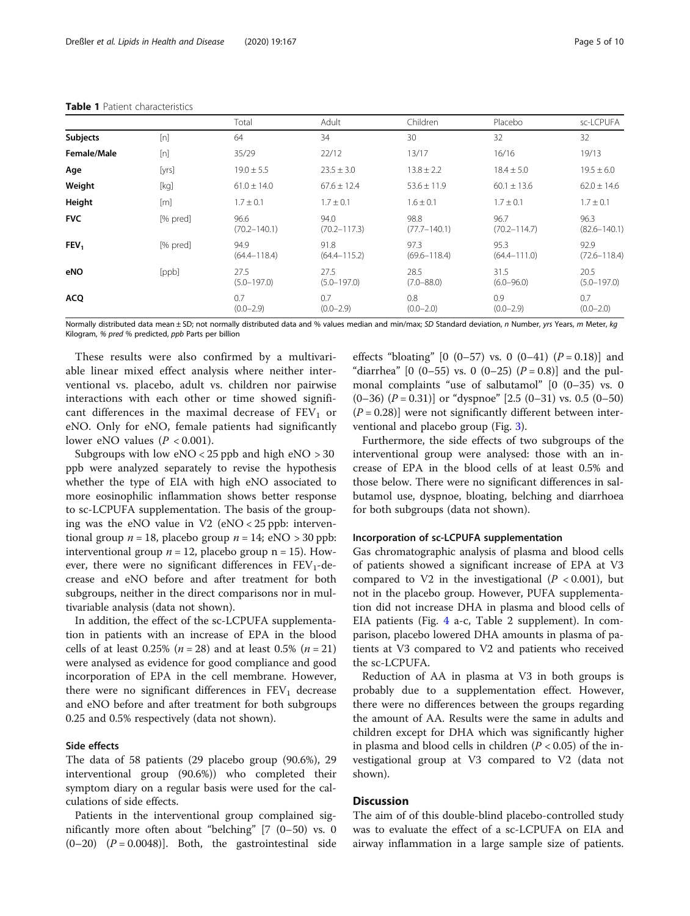**Table 1** Patient characteristics

| | | Total | Adult | Children | Placebo | sc-LCPUFA |
|---|---|---|---|---|---|---|
| **Subjects** | [n] | 64 | 34 | 30 | 32 | 32 |
| **Female/Male** | [n] | 35/29 | 22/12 | 13/17 | 16/16 | 19/13 |
| **Age** | [yrs] | 19.0 ± 5.5 | 23.5 ± 3.0 | 13.8 ± 2.2 | 18.4 ± 5.0 | 19.5 ± 6.0 |
| **Weight** | [kg] | 61.0 ± 14.0 | 67.6 ± 12.4 | 53.6 ± 11.9 | 60.1 ± 13.6 | 62.0 ± 14.6 |
| **Height** | [m] | 1.7 ± 0.1 | 1.7 ± 0.1 | 1.6 ± 0.1 | 1.7 ± 0.1 | 1.7 ± 0.1 |
| **FVC** | [% pred] | 96.6 (70.2–140.1) | 94.0 (70.2–117.3) | 98.8 (77.7–140.1) | 96.7 (70.2–114.7) | 96.3 (82.6–140.1) |
| **$FEV_1$** | [% pred] | 94.9 (64.4–118.4) | 91.8 (64.4–115.2) | 97.3 (69.6–118.4) | 95.3 (64.4–111.0) | 92.9 (72.6–118.4) |
| **eNO** | [ppb] | 27.5 (5.0–197.0) | 27.5 (5.0–197.0) | 28.5 (7.0–88.0) | 31.5 (6.0–96.0) | 20.5 (5.0–197.0) |
| **ACQ** | | 0.7 (0.0–2.9) | 0.7 (0.0–2.9) | 0.8 (0.0–2.0) | 0.9 (0.0–2.9) | 0.7 (0.0–2.0) |

Normally distributed data mean ± SD; not normally distributed data and % values median and min/max; *SD* Standard deviation, *n* Number, *yrs* Years, *m* Meter, *kg* Kilogram, *% pred* % predicted, *ppb* Parts per billion

These results were also confirmed by a multivariable linear mixed effect analysis where neither interventional vs. placebo, adult vs. children nor pairwise interactions with each other or time showed significant differences in the maximal decrease of $FEV_1$ or eNO. Only for eNO, female patients had significantly lower eNO values ($P < 0.001$).

Subgroups with low eNO < 25 ppb and high eNO > 30 ppb were analyzed separately to revise the hypothesis whether the type of EIA with high eNO associated to more eosinophilic inflammation shows better response to sc-LCPUFA supplementation. The basis of the grouping was the eNO value in V2 (eNO < 25 ppb: interventional group $n = 18$, placebo group $n = 14$; eNO > 30 ppb: interventional group $n = 12$, placebo group $n = 15$). However, there were no significant differences in $FEV_1$-decrease and eNO before and after treatment for both subgroups, neither in the direct comparisons nor in multivariable analysis (data not shown).

In addition, the effect of the sc-LCPUFA supplementation in patients with an increase of EPA in the blood cells of at least 0.25% ($n = 28$) and at least 0.5% ($n = 21$) were analysed as evidence for good compliance and good incorporation of EPA in the cell membrane. However, there were no significant differences in $FEV_1$ decrease and eNO before and after treatment for both subgroups 0.25 and 0.5% respectively (data not shown).

### Side effects

The data of 58 patients (29 placebo group (90.6%), 29 interventional group (90.6%)) who completed their symptom diary on a regular basis were used for the calculations of side effects.

Patients in the interventional group complained significantly more often about "belching" [7 (0–50) vs. 0 (0–20) ($P = 0.0048$)]. Both, the gastrointestinal side effects "bloating" [0 (0–57) vs. 0 (0–41) ($P = 0.18$)] and "diarrhea" [0 (0–55) vs. 0 (0–25) ($P = 0.8$)] and the pulmonal complaints "use of salbutamol" [0 (0–35) vs. 0 (0–36) ($P = 0.31$)] or "dyspnoe" [2.5 (0–31) vs. 0.5 (0–50) ($P = 0.28$)] were not significantly different between interventional and placebo group (Fig. 3).

Furthermore, the side effects of two subgroups of the interventional group were analysed: those with an increase of EPA in the blood cells of at least 0.5% and those below. There were no significant differences in salbutamol use, dyspnoe, bloating, belching and diarrhoea for both subgroups (data not shown).

### Incorporation of sc-LCPUFA supplementation

Gas chromatographic analysis of plasma and blood cells of patients showed a significant increase of EPA at V3 compared to V2 in the investigational ($P < 0.001$), but not in the placebo group. However, PUFA supplementation did not increase DHA in plasma and blood cells of EIA patients (Fig. 4 a-c, Table 2 supplement). In comparison, placebo lowered DHA amounts in plasma of patients at V3 compared to V2 and patients who received the sc-LCPUFA.

Reduction of AA in plasma at V3 in both groups is probably due to a supplementation effect. However, there were no differences between the groups regarding the amount of AA. Results were the same in adults and children except for DHA which was significantly higher in plasma and blood cells in children ($P < 0.05$) of the investigational group at V3 compared to V2 (data not shown).

## Discussion

The aim of of this double-blind placebo-controlled study was to evaluate the effect of a sc-LCPUFA on EIA and airway inflammation in a large sample size of patients.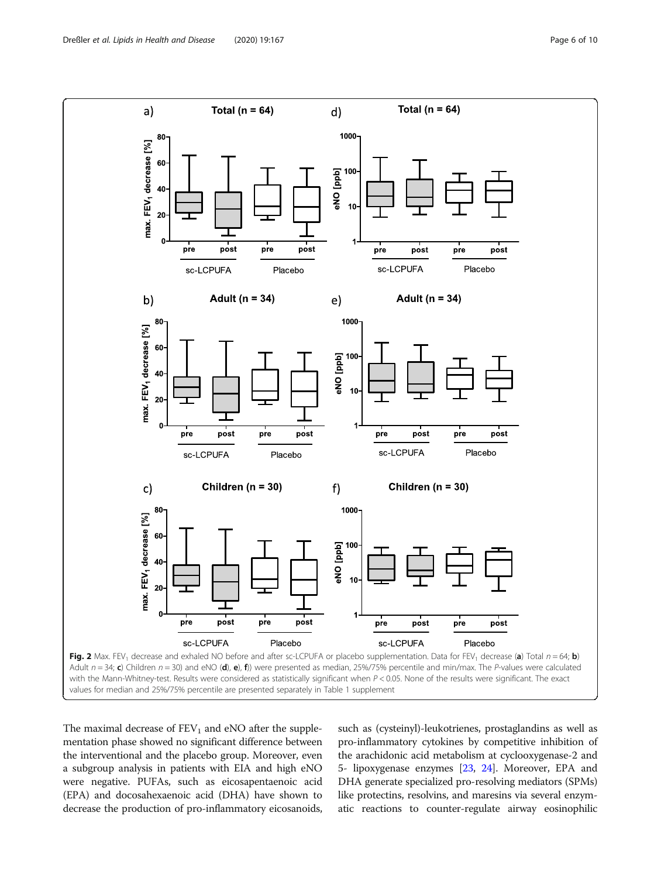**Fig. 2** Max. $FEV_1$ decrease and exhaled NO before and after sc-LCPUFA or placebo supplementation. Data for $FEV_1$ decrease (**a**) Total $n = 64$; **b**) Adult $n = 34$; **c**) Children $n = 30$) and eNO (**d**), **e**), **f**)) were presented as median, 25%/75% percentile and min/max. The *P*-values were calculated with the Mann-Whitney-test. Results were considered as statistically significant when $P < 0.05$. None of the results were significant. The exact values for median and 25%/75% percentile are presented separately in Table 1 supplement

The maximal decrease of $FEV_1$ and eNO after the supplementation phase showed no significant difference between the interventional and the placebo group. Moreover, even a subgroup analysis in patients with EIA and high eNO were negative. PUFAs, such as eicosapentaenoic acid (EPA) and docosahexaenoic acid (DHA) have shown to decrease the production of pro-inflammatory eicosanoids, such as (cysteinyl)-leukotrienes, prostaglandins as well as pro-inflammatory cytokines by competitive inhibition of the arachidonic acid metabolism at cyclooxygenase-2 and 5- lipoxygenase enzymes [23, 24]. Moreover, EPA and DHA generate specialized pro-resolving mediators (SPMs) like protectins, resolvins, and maresins via several enzymatic reactions to counter-regulate airway eosinophilic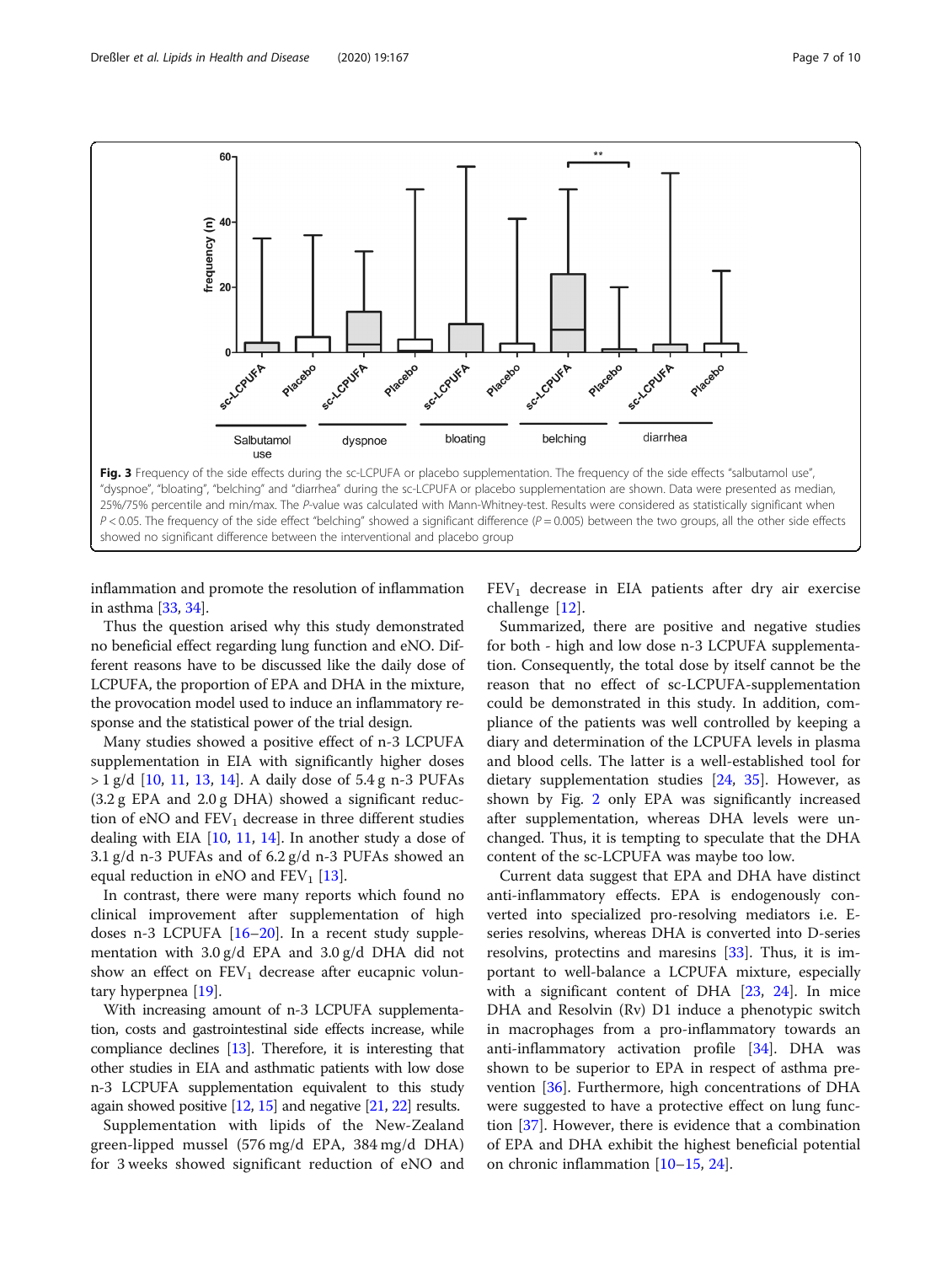**Fig. 3** Frequency of the side effects during the sc-LCPUFA or placebo supplementation. The frequency of the side effects "salbutamol use", "dyspnoe", "bloating", "belching" and "diarrhea" during the sc-LCPUFA or placebo supplementation are shown. Data were presented as median, 25%/75% percentile and min/max. The P-value was calculated with Mann-Whitney-test. Results were considered as statistically significant when $P < 0.05$. The frequency of the side effect "belching" showed a significant difference ($P = 0.005$) between the two groups, all the other side effects showed no significant difference between the interventional and placebo group

inflammation and promote the resolution of inflammation in asthma [33, 34].

Thus the question arised why this study demonstrated no beneficial effect regarding lung function and eNO. Different reasons have to be discussed like the daily dose of LCPUFA, the proportion of EPA and DHA in the mixture, the provocation model used to induce an inflammatory response and the statistical power of the trial design.

Many studies showed a positive effect of n-3 LCPUFA supplementation in EIA with significantly higher doses > 1 g/d [10, 11, 13, 14]. A daily dose of 5.4 g n-3 PUFAs (3.2 g EPA and 2.0 g DHA) showed a significant reduction of eNO and $FEV_1$ decrease in three different studies dealing with EIA [10, 11, 14]. In another study a dose of 3.1 g/d n-3 PUFAs and of 6.2 g/d n-3 PUFAs showed an equal reduction in eNO and $FEV_1$ [13].

In contrast, there were many reports which found no clinical improvement after supplementation of high doses n-3 LCPUFA [16–20]. In a recent study supplementation with 3.0 g/d EPA and 3.0 g/d DHA did not show an effect on $FEV_1$ decrease after eucapnic voluntary hyperpnea [19].

With increasing amount of n-3 LCPUFA supplementation, costs and gastrointestinal side effects increase, while compliance declines [13]. Therefore, it is interesting that other studies in EIA and asthmatic patients with low dose n-3 LCPUFA supplementation equivalent to this study again showed positive [12, 15] and negative [21, 22] results.

Supplementation with lipids of the New-Zealand green-lipped mussel (576 mg/d EPA, 384 mg/d DHA) for 3 weeks showed significant reduction of eNO and $FEV_1$ decrease in EIA patients after dry air exercise challenge [12].

Summarized, there are positive and negative studies for both - high and low dose n-3 LCPUFA supplementation. Consequently, the total dose by itself cannot be the reason that no effect of sc-LCPUFA-supplementation could be demonstrated in this study. In addition, compliance of the patients was well controlled by keeping a diary and determination of the LCPUFA levels in plasma and blood cells. The latter is a well-established tool for dietary supplementation studies [24, 35]. However, as shown by Fig. 2 only EPA was significantly increased after supplementation, whereas DHA levels were unchanged. Thus, it is tempting to speculate that the DHA content of the sc-LCPUFA was maybe too low.

Current data suggest that EPA and DHA have distinct anti-inflammatory effects. EPA is endogenously converted into specialized pro-resolving mediators i.e. E-series resolvins, whereas DHA is converted into D-series resolvins, protectins and maresins [33]. Thus, it is important to well-balance a LCPUFA mixture, especially with a significant content of DHA [23, 24]. In mice DHA and Resolvin (Rv) D1 induce a phenotypic switch in macrophages from a pro-inflammatory towards an anti-inflammatory activation profile [34]. DHA was shown to be superior to EPA in respect of asthma prevention [36]. Furthermore, high concentrations of DHA were suggested to have a protective effect on lung function [37]. However, there is evidence that a combination of EPA and DHA exhibit the highest beneficial potential on chronic inflammation [10–15, 24].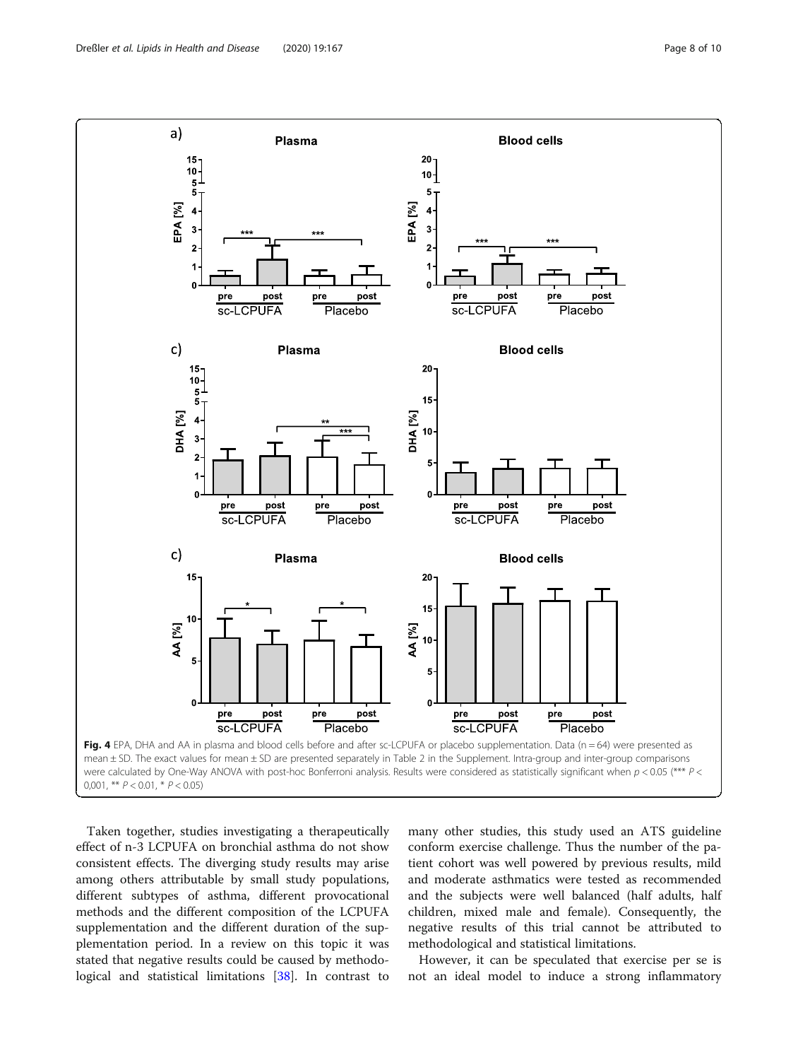Fig. 4 EPA, DHA and AA in plasma and blood cells before and after sc-LCPUFA or placebo supplementation. Data (n = 64) were presented as mean ± SD. The exact values for mean ± SD are presented separately in Table 2 in the Supplement. Intra-group and inter-group comparisons were calculated by One-Way ANOVA with post-hoc Bonferroni analysis. Results were considered as statistically significant when $p < 0.05$ (*** $P < 0{,}001$, ** $P < 0.01$, * $P < 0.05$)

Taken together, studies investigating a therapeutically effect of n-3 LCPUFA on bronchial asthma do not show consistent effects. The diverging study results may arise among others attributable by small study populations, different subtypes of asthma, different provocational methods and the different composition of the LCPUFA supplementation and the different duration of the supplementation period. In a review on this topic it was stated that negative results could be caused by methodological and statistical limitations [38]. In contrast to many other studies, this study used an ATS guideline conform exercise challenge. Thus the number of the patient cohort was well powered by previous results, mild and moderate asthmatics were tested as recommended and the subjects were well balanced (half adults, half children, mixed male and female). Consequently, the negative results of this trial cannot be attributed to methodological and statistical limitations.

However, it can be speculated that exercise per se is not an ideal model to induce a strong inflammatory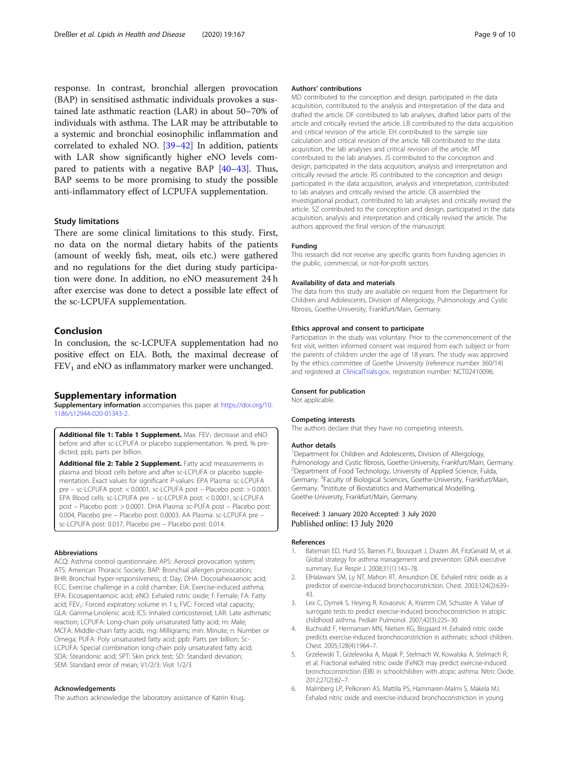response. In contrast, bronchial allergen provocation (BAP) in sensitised asthmatic individuals provokes a sustained late asthmatic reaction (LAR) in about 50–70% of individuals with asthma. The LAR may be attributable to a systemic and bronchial eosinophilic inflammation and correlated to exhaled NO. [39–42] In addition, patients with LAR show significantly higher eNO levels compared to patients with a negative BAP [40–43]. Thus, BAP seems to be more promising to study the possible anti-inflammatory effect of LCPUFA supplementation.

### Study limitations

There are some clinical limitations to this study. First, no data on the normal dietary habits of the patients (amount of weekly fish, meat, oils etc.) were gathered and no regulations for the diet during study participation were done. In addition, no eNO measurement 24 h after exercise was done to detect a possible late effect of the sc-LCPUFA supplementation.

## Conclusion

In conclusion, the sc-LCPUFA supplementation had no positive effect on EIA. Both, the maximal decrease of $FEV_1$ and eNO as inflammatory marker were unchanged.

## Supplementary information

**Supplementary information** accompanies this paper at https://doi.org/10.1186/s12944-020-01343-2.

**Additional file 1: Table 1 Supplement.** Max. $FEV_1$ decrease and eNO before and after sc-LCPUFA or placebo supplementation. % pred, % predicted; ppb, parts per billion.

**Additional file 2: Table 2 Supplement.** Fatty acid measurements in plasma and blood cells before and after sc-LCPUFA or placebo supplementation. Exact values for significant *P*-values: EPA Plasma: sc-LCPUFA pre – sc-LCPUFA post: < 0.0001, sc-LCPUFA post – Placebo post: > 0.0001. EPA Blood cells: sc-LCPUFA pre – sc-LCPUFA post: < 0.0001, sc-LCPUFA post – Placebo post: > 0.0001. DHA Plasma: sc-PUFA post – Placebo post: 0.004, Placebo pre – Placebo post: 0.0003. AA Plasma: sc-LCPUFA pre – sc-LCPUFA post: 0.037, Placebo pre – Placebo post: 0.014.

#### Abbreviations

ACQ: Asthma control questionnaire; APS: Aerosol provocation system; ATS: American Thoracic Society; BAP: Bronchial allergen provocation; BHR: Bronchial hyper-responsiveness; d: Day; DHA: Docosahexaenoic acid; ECC: Exercise challenge in a cold chamber; EIA: Exercise-induced asthma; EPA: Eicosapentaenoic acid; eNO: Exhaled nitric oxide; f: Female; FA: Fatty acid; $FEV_1$: Forced expiratory volume in 1 s; FVC: Forced vital capacity; GLA: Gamma-Linolenic acid; ICS: Inhaled corticosteroid; LAR: Late asthmatic reaction; LCPUFA: Long-chain poly unsaturated fatty acid; m: Male; MCFA: Middle-chain fatty acids; mg: Milligrams; min: Minute; n: Number or Omega; PUFA: Poly unsaturated fatty acid; ppb: Parts per billion; Sc-LCPUFA: Special combination long-chain poly unsaturated fatty acid; SDA: Stearidonic acid; SPT: Skin prick test; SD: Standard deviation; SEM: Standard error of mean; V1/2/3: Visit 1/2/3

#### Acknowledgements

The authors acknowledge the laboratory assistance of Katrin Krug.

#### Authors' contributions

MD contributed to the conception and design, participated in the data acquisition, contributed to the analysis and interpretation of the data and drafted the article. DF contributed to lab analyses, drafted labor parts of the article and critically revised the article. LB contributed to the data acquisition and critical revision of the article. EH contributed to the sample size calculation and critical revision of the article. NB contributed to the data acquisition, the lab analyses and critical revision of the article. MT contributed to the lab analyses. JS contributed to the conception and design, participated in the data acquisition, analysis and interpretation and critically revised the article. RS contributed to the conception and design participated in the data acquisition, analysis and interpretation, contributed to lab analyses and critically revised the article. CB assembled the investigational product, contributed to lab analyses and critically revised the article. SZ contributed to the conception and design, participated in the data acquisition, analysis and interpretation and critically revised the article. The authors approved the final version of the manuscript.

#### Funding

This research did not receive any specific grants from funding agencies in the public, commercial, or not-for-profit sectors.

#### Availability of data and materials

The data from this study are available on request from the Department for Children and Adolescents, Division of Allergology, Pulmonology and Cystic fibrosis, Goethe-University, Frankfurt/Main, Germany.

#### Ethics approval and consent to participate

Participation in the study was voluntary. Prior to the commencement of the first visit, written informed consent was required from each subject or from the parents of children under the age of 18 years. The study was approved by the ethics committee of Goethe University (reference number 360/14) and registered at ClinicalTrials.gov, registration number: NCT02410096.

#### Consent for publication

Not applicable.

#### Competing interests

The authors declare that they have no competing interests.

#### Author details

[1]Department for Children and Adolescents, Division of Allergology, Pulmonology and Cystic fibrosis, Goethe-University, Frankfurt/Main, Germany. [2]Department of Food Technology, University of Applied Science, Fulda, Germany. [3]Faculty of Biological Sciences, Goethe-University, Frankfurt/Main, Germany. [4]Institute of Biostatistics and Mathematical Modelling, Goethe-University, Frankfurt/Main, Germany.

Received: 3 January 2020 Accepted: 3 July 2020
Published online: 13 July 2020

#### References

1. Bateman ED, Hurd SS, Barnes PJ, Bousquet J, Drazen JM, FitzGerald M, et al. Global strategy for asthma management and prevention: GINA executive summary. Eur Respir J. 2008;31(1):143–78.
2. ElHalawani SM, Ly NT, Mahon RT, Amundson DE. Exhaled nitric oxide as a predictor of exercise-induced bronchoconstriction. Chest. 2003;124(2):639–43.
3. Lex C, Dymek S, Heying R, Kovacevic A, Kramm CM, Schuster A. Value of surrogate tests to predict exercise-induced bronchoconstriction in atopic childhood asthma. Pediatr Pulmonol. 2007;42(3):225–30.
4. Buchvald F, Hermansen MN, Nielsen KG, Bisgaard H. Exhaled nitric oxide predicts exercise-induced bronchoconstriction in asthmatic school children. Chest. 2005;128(4):1964–7.
5. Grzelewski T, Grzelewska A, Majak P, Stelmach W, Kowalska A, Stelmach R, et al. Fractional exhaled nitric oxide (FeNO) may predict exercise-induced bronchoconstriction (EIB) in schoolchildren with atopic asthma. Nitric Oxide. 2012;27(2):82–7.
6. Malmberg LP, Pelkonen AS, Mattila PS, Hammaren-Malmi S, Makela MJ. Exhaled nitric oxide and exercise-induced bronchoconstriction in young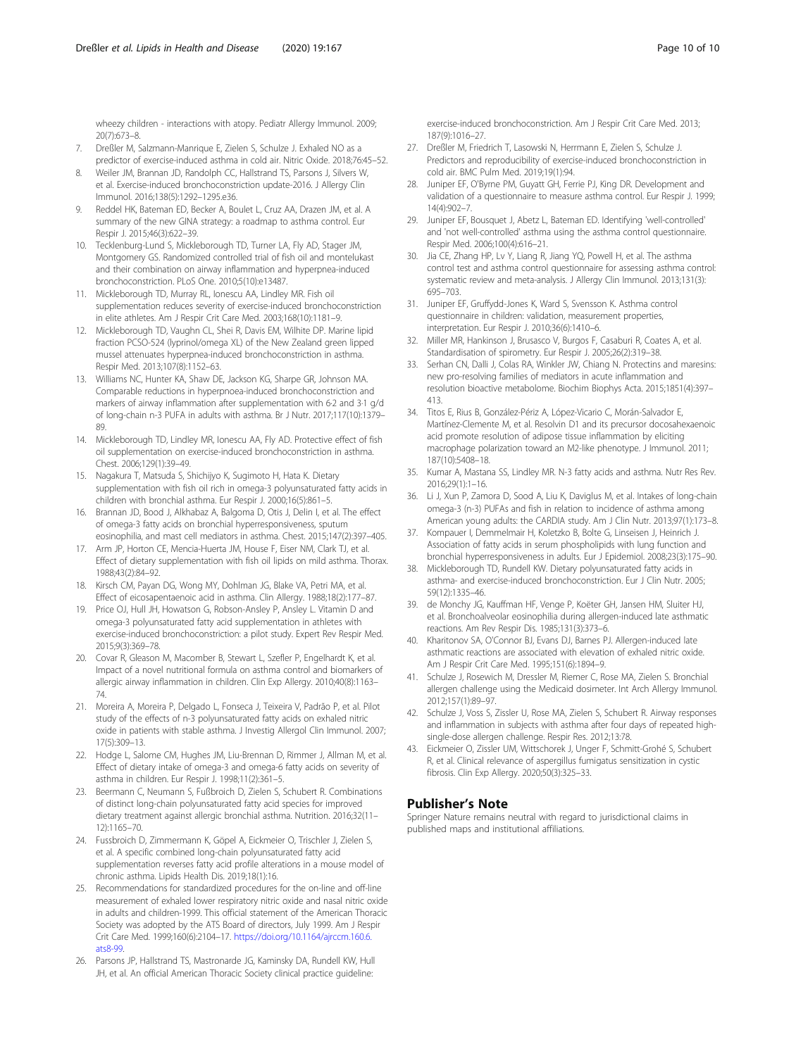wheezy children - interactions with atopy. Pediatr Allergy Immunol. 2009; 20(7):673–8.

7. Dreßler M, Salzmann-Manrique E, Zielen S, Schulze J. Exhaled NO as a predictor of exercise-induced asthma in cold air. Nitric Oxide. 2018;76:45–52.
8. Weiler JM, Brannan JD, Randolph CC, Hallstrand TS, Parsons J, Silvers W, et al. Exercise-induced bronchoconstriction update-2016. J Allergy Clin Immunol. 2016;138(5):1292–1295.e36.
9. Reddel HK, Bateman ED, Becker A, Boulet L, Cruz AA, Drazen JM, et al. A summary of the new GINA strategy: a roadmap to asthma control. Eur Respir J. 2015;46(3):622–39.
10. Tecklenburg-Lund S, Mickleborough TD, Turner LA, Fly AD, Stager JM, Montgomery GS. Randomized controlled trial of fish oil and montelukast and their combination on airway inflammation and hyperpnea-induced bronchoconstriction. PLoS One. 2010;5(10):e13487.
11. Mickleborough TD, Murray RL, Ionescu AA, Lindley MR. Fish oil supplementation reduces severity of exercise-induced bronchoconstriction in elite athletes. Am J Respir Crit Care Med. 2003;168(10):1181–9.
12. Mickleborough TD, Vaughn CL, Shei R, Davis EM, Wilhite DP. Marine lipid fraction PCSO-524 (lyprinol/omega XL) of the New Zealand green lipped mussel attenuates hyperpnea-induced bronchoconstriction in asthma. Respir Med. 2013;107(8):1152–63.
13. Williams NC, Hunter KA, Shaw DE, Jackson KG, Sharpe GR, Johnson MA. Comparable reductions in hyperpnoea-induced bronchoconstriction and markers of airway inflammation after supplementation with 6·2 and 3·1 g/d of long-chain n-3 PUFA in adults with asthma. Br J Nutr. 2017;117(10):1379–89.
14. Mickleborough TD, Lindley MR, Ionescu AA, Fly AD. Protective effect of fish oil supplementation on exercise-induced bronchoconstriction in asthma. Chest. 2006;129(1):39–49.
15. Nagakura T, Matsuda S, Shichijyo K, Sugimoto H, Hata K. Dietary supplementation with fish oil rich in omega-3 polyunsaturated fatty acids in children with bronchial asthma. Eur Respir J. 2000;16(5):861–5.
16. Brannan JD, Bood J, Alkhabaz A, Balgoma D, Otis J, Delin I, et al. The effect of omega-3 fatty acids on bronchial hyperresponsiveness, sputum eosinophilia, and mast cell mediators in asthma. Chest. 2015;147(2):397–405.
17. Arm JP, Horton CE, Mencia-Huerta JM, House F, Eiser NM, Clark TJ, et al. Effect of dietary supplementation with fish oil lipids on mild asthma. Thorax. 1988;43(2):84–92.
18. Kirsch CM, Payan DG, Wong MY, Dohlman JG, Blake VA, Petri MA, et al. Effect of eicosapentaenoic acid in asthma. Clin Allergy. 1988;18(2):177–87.
19. Price OJ, Hull JH, Howatson G, Robson-Ansley P, Ansley L. Vitamin D and omega-3 polyunsaturated fatty acid supplementation in athletes with exercise-induced bronchoconstriction: a pilot study. Expert Rev Respir Med. 2015;9(3):369–78.
20. Covar R, Gleason M, Macomber B, Stewart L, Szefler P, Engelhardt K, et al. Impact of a novel nutritional formula on asthma control and biomarkers of allergic airway inflammation in children. Clin Exp Allergy. 2010;40(8):1163–74.
21. Moreira A, Moreira P, Delgado L, Fonseca J, Teixeira V, Padrão P, et al. Pilot study of the effects of n-3 polyunsaturated fatty acids on exhaled nitric oxide in patients with stable asthma. J Investig Allergol Clin Immunol. 2007; 17(5):309–13.
22. Hodge L, Salome CM, Hughes JM, Liu-Brennan D, Rimmer J, Allman M, et al. Effect of dietary intake of omega-3 and omega-6 fatty acids on severity of asthma in children. Eur Respir J. 1998;11(2):361–5.
23. Beermann C, Neumann S, Fußbroich D, Zielen S, Schubert R. Combinations of distinct long-chain polyunsaturated fatty acid species for improved dietary treatment against allergic bronchial asthma. Nutrition. 2016;32(11–12):1165–70.
24. Fussbroich D, Zimmermann K, Göpel A, Eickmeier O, Trischler J, Zielen S, et al. A specific combined long-chain polyunsaturated fatty acid supplementation reverses fatty acid profile alterations in a mouse model of chronic asthma. Lipids Health Dis. 2019;18(1):16.
25. Recommendations for standardized procedures for the on-line and off-line measurement of exhaled lower respiratory nitric oxide and nasal nitric oxide in adults and children-1999. This official statement of the American Thoracic Society was adopted by the ATS Board of directors, July 1999. Am J Respir Crit Care Med. 1999;160(6):2104–17. https://doi.org/10.1164/ajrccm.160.6.ats8-99.
26. Parsons JP, Hallstrand TS, Mastronarde JG, Kaminsky DA, Rundell KW, Hull JH, et al. An official American Thoracic Society clinical practice guideline: exercise-induced bronchoconstriction. Am J Respir Crit Care Med. 2013; 187(9):1016–27.
27. Dreßler M, Friedrich T, Lasowski N, Herrmann E, Zielen S, Schulze J. Predictors and reproducibility of exercise-induced bronchoconstriction in cold air. BMC Pulm Med. 2019;19(1):94.
28. Juniper EF, O'Byrne PM, Guyatt GH, Ferrie PJ, King DR. Development and validation of a questionnaire to measure asthma control. Eur Respir J. 1999; 14(4):902–7.
29. Juniper EF, Bousquet J, Abetz L, Bateman ED. Identifying 'well-controlled' and 'not well-controlled' asthma using the asthma control questionnaire. Respir Med. 2006;100(4):616–21.
30. Jia CE, Zhang HP, Lv Y, Liang R, Jiang YQ, Powell H, et al. The asthma control test and asthma control questionnaire for assessing asthma control: systematic review and meta-analysis. J Allergy Clin Immunol. 2013;131(3): 695–703.
31. Juniper EF, Gruffydd-Jones K, Ward S, Svensson K. Asthma control questionnaire in children: validation, measurement properties, interpretation. Eur Respir J. 2010;36(6):1410–6.
32. Miller MR, Hankinson J, Brusasco V, Burgos F, Casaburi R, Coates A, et al. Standardisation of spirometry. Eur Respir J. 2005;26(2):319–38.
33. Serhan CN, Dalli J, Colas RA, Winkler JW, Chiang N. Protectins and maresins: new pro-resolving families of mediators in acute inflammation and resolution bioactive metabolome. Biochim Biophys Acta. 2015;1851(4):397–413.
34. Titos E, Rius B, González-Périz A, López-Vicario C, Morán-Salvador E, Martínez-Clemente M, et al. Resolvin D1 and its precursor docosahexaenoic acid promote resolution of adipose tissue inflammation by eliciting macrophage polarization toward an M2-like phenotype. J Immunol. 2011; 187(10):5408–18.
35. Kumar A, Mastana SS, Lindley MR. N-3 fatty acids and asthma. Nutr Res Rev. 2016;29(1):1–16.
36. Li J, Xun P, Zamora D, Sood A, Liu K, Daviglus M, et al. Intakes of long-chain omega-3 (n-3) PUFAs and fish in relation to incidence of asthma among American young adults: the CARDIA study. Am J Clin Nutr. 2013;97(1):173–8.
37. Kompauer I, Demmelmair H, Koletzko B, Bolte G, Linseisen J, Heinrich J. Association of fatty acids in serum phospholipids with lung function and bronchial hyperresponsiveness in adults. Eur J Epidemiol. 2008;23(3):175–90.
38. Mickleborough TD, Rundell KW. Dietary polyunsaturated fatty acids in asthma- and exercise-induced bronchoconstriction. Eur J Clin Nutr. 2005; 59(12):1335–46.
39. de Monchy JG, Kauffman HF, Venge P, Koëter GH, Jansen HM, Sluiter HJ, et al. Bronchoalveolar eosinophilia during allergen-induced late asthmatic reactions. Am Rev Respir Dis. 1985;131(3):373–6.
40. Kharitonov SA, O'Connor BJ, Evans DJ, Barnes PJ. Allergen-induced late asthmatic reactions are associated with elevation of exhaled nitric oxide. Am J Respir Crit Care Med. 1995;151(6):1894–9.
41. Schulze J, Rosewich M, Dressler M, Riemer C, Rose MA, Zielen S. Bronchial allergen challenge using the Medicaid dosimeter. Int Arch Allergy Immunol. 2012;157(1):89–97.
42. Schulze J, Voss S, Zissler U, Rose MA, Zielen S, Schubert R. Airway responses and inflammation in subjects with asthma after four days of repeated high-single-dose allergen challenge. Respir Res. 2012;13:78.
43. Eickmeier O, Zissler UM, Wittschorek J, Unger F, Schmitt-Grohé S, Schubert R, et al. Clinical relevance of aspergillus fumigatus sensitization in cystic fibrosis. Clin Exp Allergy. 2020;50(3):325–33.

## Publisher's Note

Springer Nature remains neutral with regard to jurisdictional claims in published maps and institutional affiliations.